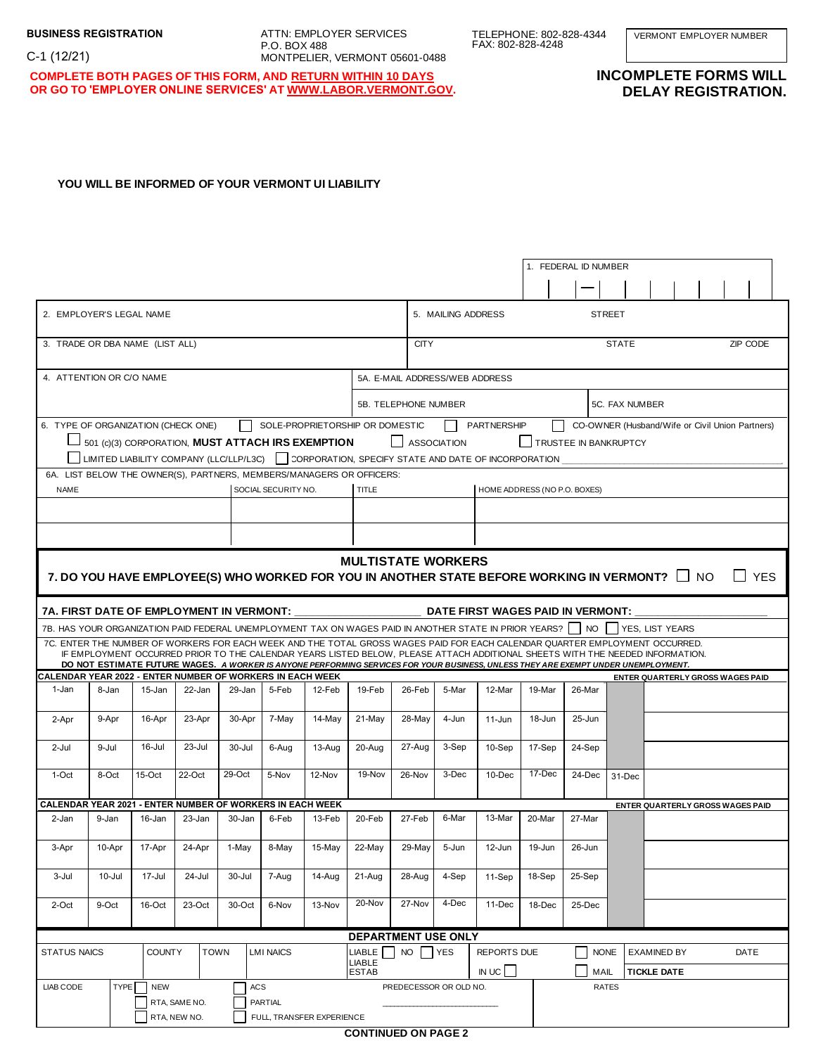**BUSINESS REGISTRATION**

C-1 (12/21)

ATTN: EMPLOYER SERVICES
P.O. BOX 488
MONTPELIER, VERMONT 05601-0488

TELEPHONE: 802-828-4344
FAX: 802-828-4248

| VERMONT EMPLOYER NUMBER |
|---|
| |

**COMPLETE BOTH PAGES OF THIS FORM, AND RETURN WITHIN 10 DAYS OR GO TO 'EMPLOYER ONLINE SERVICES' AT WWW.LABOR.VERMONT.GOV.**

**INCOMPLETE FORMS WILL DELAY REGISTRATION.**

**YOU WILL BE INFORMED OF YOUR VERMONT UI LIABILITY**

1. FEDERAL ID NUMBER _ _ – _ _ _ _ _ _ _

| 2. EMPLOYER'S LEGAL NAME | 5. MAILING ADDRESS STREET |
|---|---|
| 3. TRADE OR DBA NAME (LIST ALL) | CITY STATE ZIP CODE |
| 4. ATTENTION OR C/O NAME | 5A. E-MAIL ADDRESS/WEB ADDRESS |
| | 5B. TELEPHONE NUMBER / 5C. FAX NUMBER |

6. TYPE OF ORGANIZATION (CHECK ONE)
☐ SOLE-PROPRIETORSHIP OR DOMESTIC ☐ PARTNERSHIP ☐ CO-OWNER (Husband/Wife or Civil Union Partners)
☐ 501 (c)(3) CORPORATION, **MUST ATTACH IRS EXEMPTION** ☐ ASSOCIATION ☐ TRUSTEE IN BANKRUPTCY
☐ LIMITED LIABILITY COMPANY (LLC/LLP/L3C) ☐ CORPORATION, SPECIFY STATE AND DATE OF INCORPORATION ________

6A. LIST BELOW THE OWNER(S), PARTNERS, MEMBERS/MANAGERS OR OFFICERS:

| NAME | SOCIAL SECURITY NO. | TITLE | HOME ADDRESS (NO P.O. BOXES) |
|---|---|---|---|
| | | | |
| | | | |

## MULTISTATE WORKERS

**7. DO YOU HAVE EMPLOYEE(S) WHO WORKED FOR YOU IN ANOTHER STATE BEFORE WORKING IN VERMONT?** ☐ NO ☐ YES

**7A. FIRST DATE OF EMPLOYMENT IN VERMONT: ________ DATE FIRST WAGES PAID IN VERMONT: ________**

7B. HAS YOUR ORGANIZATION PAID FEDERAL UNEMPLOYMENT TAX ON WAGES PAID IN ANOTHER STATE IN PRIOR YEARS? ☐ NO ☐ YES, LIST YEARS

7C. ENTER THE NUMBER OF WORKERS FOR EACH WEEK AND THE TOTAL GROSS WAGES PAID FOR EACH CALENDAR QUARTER EMPLOYMENT OCCURRED. IF EMPLOYMENT OCCURRED PRIOR TO THE CALENDAR YEARS LISTED BELOW, PLEASE ATTACH ADDITIONAL SHEETS WITH THE NEEDED INFORMATION.
**DO NOT ESTIMATE FUTURE WAGES.** ***A WORKER IS ANYONE PERFORMING SERVICES FOR YOUR BUSINESS, UNLESS THEY ARE EXEMPT UNDER UNEMPLOYMENT.***

**CALENDAR YEAR 2022 - ENTER NUMBER OF WORKERS IN EACH WEEK** — **ENTER QUARTERLY GROSS WAGES PAID**

| | | | | | | | | | | | | | | |
|---|---|---|---|---|---|---|---|---|---|---|---|---|---|---|
| 1-Jan | 8-Jan | 15-Jan | 22-Jan | 29-Jan | 5-Feb | 12-Feb | 19-Feb | 26-Feb | 5-Mar | 12-Mar | 19-Mar | 26-Mar | | |
| 2-Apr | 9-Apr | 16-Apr | 23-Apr | 30-Apr | 7-May | 14-May | 21-May | 28-May | 4-Jun | 11-Jun | 18-Jun | 25-Jun | | |
| 2-Jul | 9-Jul | 16-Jul | 23-Jul | 30-Jul | 6-Aug | 13-Aug | 20-Aug | 27-Aug | 3-Sep | 10-Sep | 17-Sep | 24-Sep | | |
| 1-Oct | 8-Oct | 15-Oct | 22-Oct | 29-Oct | 5-Nov | 12-Nov | 19-Nov | 26-Nov | 3-Dec | 10-Dec | 17-Dec | 24-Dec | 31-Dec | |

**CALENDAR YEAR 2021 - ENTER NUMBER OF WORKERS IN EACH WEEK** — **ENTER QUARTERLY GROSS WAGES PAID**

| | | | | | | | | | | | | | | |
|---|---|---|---|---|---|---|---|---|---|---|---|---|---|---|
| 2-Jan | 9-Jan | 16-Jan | 23-Jan | 30-Jan | 6-Feb | 13-Feb | 20-Feb | 27-Feb | 6-Mar | 13-Mar | 20-Mar | 27-Mar | | |
| 3-Apr | 10-Apr | 17-Apr | 24-Apr | 1-May | 8-May | 15-May | 22-May | 29-May | 5-Jun | 12-Jun | 19-Jun | 26-Jun | | |
| 3-Jul | 10-Jul | 17-Jul | 24-Jul | 30-Jul | 7-Aug | 14-Aug | 21-Aug | 28-Aug | 4-Sep | 11-Sep | 18-Sep | 25-Sep | | |
| 2-Oct | 9-Oct | 16-Oct | 23-Oct | 30-Oct | 6-Nov | 13-Nov | 20-Nov | 27-Nov | 4-Dec | 11-Dec | 18-Dec | 25-Dec | | |

**DEPARTMENT USE ONLY**

| STATUS NAICS | COUNTY | TOWN | LMI NAICS | LIABLE ☐ NO ☐ YES / LIABLE ESTAB | REPORTS DUE / IN UC ☐ | ☐ NONE / ☐ MAIL | EXAMINED BY / **TICKLE DATE** | DATE |
|---|---|---|---|---|---|---|---|---|
| LIAB CODE | TYPE ☐ NEW / ☐ RTA, SAME NO. / ☐ RTA, NEW NO. | ☐ ACS / ☐ PARTIAL / ☐ FULL, TRANSFER EXPERIENCE | | PREDECESSOR OR OLD NO. ________ | | RATES | | |

**CONTINUED ON PAGE 2**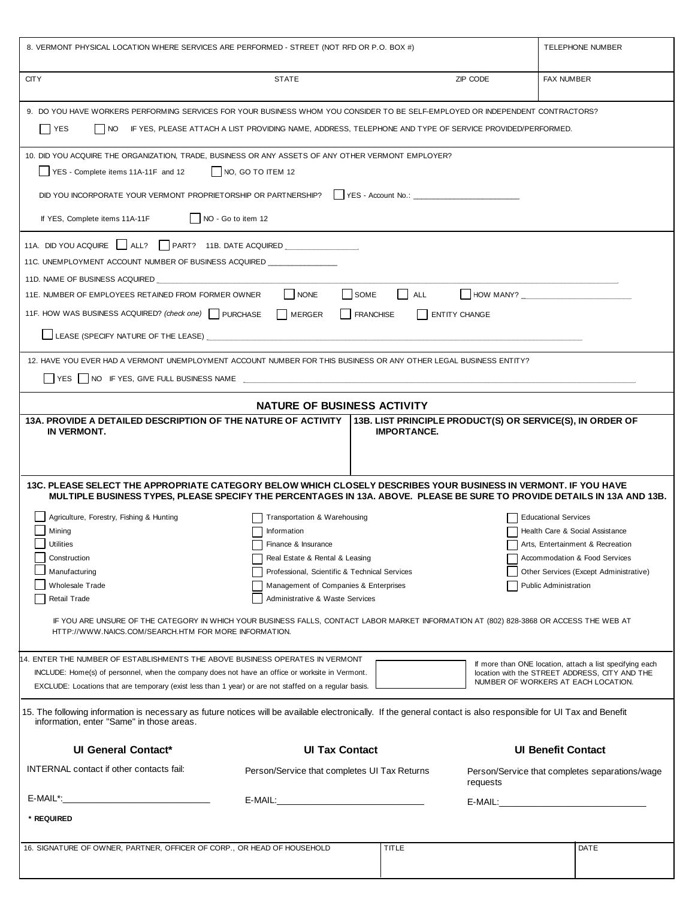| | |
|---|---|
| 8. VERMONT PHYSICAL LOCATION WHERE SERVICES ARE PERFORMED - STREET (NOT RFD OR P.O. BOX #) | TELEPHONE NUMBER |

| | | | |
|---|---|---|---|
| CITY | STATE | ZIP CODE | FAX NUMBER |

9. DO YOU HAVE WORKERS PERFORMING SERVICES FOR YOUR BUSINESS WHOM YOU CONSIDER TO BE SELF-EMPLOYED OR INDEPENDENT CONTRACTORS?

☐ YES ☐ NO IF YES, PLEASE ATTACH A LIST PROVIDING NAME, ADDRESS, TELEPHONE AND TYPE OF SERVICE PROVIDED/PERFORMED.

10. DID YOU ACQUIRE THE ORGANIZATION, TRADE, BUSINESS OR ANY ASSETS OF ANY OTHER VERMONT EMPLOYER?

☐ YES - Complete items 11A-11F and 12 ☐ NO, GO TO ITEM 12

DID YOU INCORPORATE YOUR VERMONT PROPRIETORSHIP OR PARTNERSHIP? ☐ YES - Account No.: ____________________

If YES, Complete items 11A-11F ☐ NO - Go to item 12

11A. DID YOU ACQUIRE ☐ ALL? ☐ PART? 11B. DATE ACQUIRED ______________.

11C. UNEMPLOYMENT ACCOUNT NUMBER OF BUSINESS ACQUIRED ______________

11D. NAME OF BUSINESS ACQUIRED ____________________________________________.

11E. NUMBER OF EMPLOYEES RETAINED FROM FORMER OWNER ☐ NONE ☐ SOME ☐ ALL ☐ HOW MANY? ____________________

11F. HOW WAS BUSINESS ACQUIRED? *(check one)* ☐ PURCHASE ☐ MERGER ☐ FRANCHISE ☐ ENTITY CHANGE

☐ LEASE (SPECIFY NATURE OF THE LEASE) ____________________________________________

12. HAVE YOU EVER HAD A VERMONT UNEMPLOYMENT ACCOUNT NUMBER FOR THIS BUSINESS OR ANY OTHER LEGAL BUSINESS ENTITY?

☐ YES ☐ NO IF YES, GIVE FULL BUSINESS NAME ____________________________________________.

## NATURE OF BUSINESS ACTIVITY

| | |
|---|---|
| **13A. PROVIDE A DETAILED DESCRIPTION OF THE NATURE OF ACTIVITY IN VERMONT.** | **13B. LIST PRINCIPLE PRODUCT(S) OR SERVICE(S), IN ORDER OF IMPORTANCE.** |

**13C. PLEASE SELECT THE APPROPRIATE CATEGORY BELOW WHICH CLOSELY DESCRIBES YOUR BUSINESS IN VERMONT. IF YOU HAVE MULTIPLE BUSINESS TYPES, PLEASE SPECIFY THE PERCENTAGES IN 13A. ABOVE. PLEASE BE SURE TO PROVIDE DETAILS IN 13A AND 13B.**

| | | |
|---|---|---|
| ☐ Agriculture, Forestry, Fishing & Hunting | ☐ Transportation & Warehousing | ☐ Educational Services |
| ☐ Mining | ☐ Information | ☐ Health Care & Social Assistance |
| ☐ Utilities | ☐ Finance & Insurance | ☐ Arts, Entertainment & Recreation |
| ☐ Construction | ☐ Real Estate & Rental & Leasing | ☐ Accommodation & Food Services |
| ☐ Manufacturing | ☐ Professional, Scientific & Technical Services | ☐ Other Services (Except Administrative) |
| ☐ Wholesale Trade | ☐ Management of Companies & Enterprises | ☐ Public Administration |
| ☐ Retail Trade | ☐ Administrative & Waste Services | |

IF YOU ARE UNSURE OF THE CATEGORY IN WHICH YOUR BUSINESS FALLS, CONTACT LABOR MARKET INFORMATION AT (802) 828-3868 OR ACCESS THE WEB AT HTTP://WWW.NAICS.COM/SEARCH.HTM FOR MORE INFORMATION.

14. ENTER THE NUMBER OF ESTABLISHMENTS THE ABOVE BUSINESS OPERATES IN VERMONT
INCLUDE: Home(s) of personnel, when the company does not have an office or worksite in Vermont.
EXCLUDE: Locations that are temporary (exist less than 1 year) or are not staffed on a regular basis.

If more than ONE location, attach a list specifying each location with the STREET ADDRESS, CITY AND THE NUMBER OF WORKERS AT EACH LOCATION.

15. The following information is necessary as future notices will be available electronically. If the general contact is also responsible for UI Tax and Benefit information, enter "Same" in those areas.

| **UI General Contact*** | **UI Tax Contact** | **UI Benefit Contact** |
|---|---|---|
| INTERNAL contact if other contacts fail: | Person/Service that completes UI Tax Returns | Person/Service that completes separations/wage requests |
| E-MAIL*:____________________ | E-MAIL:____________________ | E-MAIL:____________________ |

**\* REQUIRED**

| | | |
|---|---|---|
| 16. SIGNATURE OF OWNER, PARTNER, OFFICER OF CORP., OR HEAD OF HOUSEHOLD | TITLE | DATE |